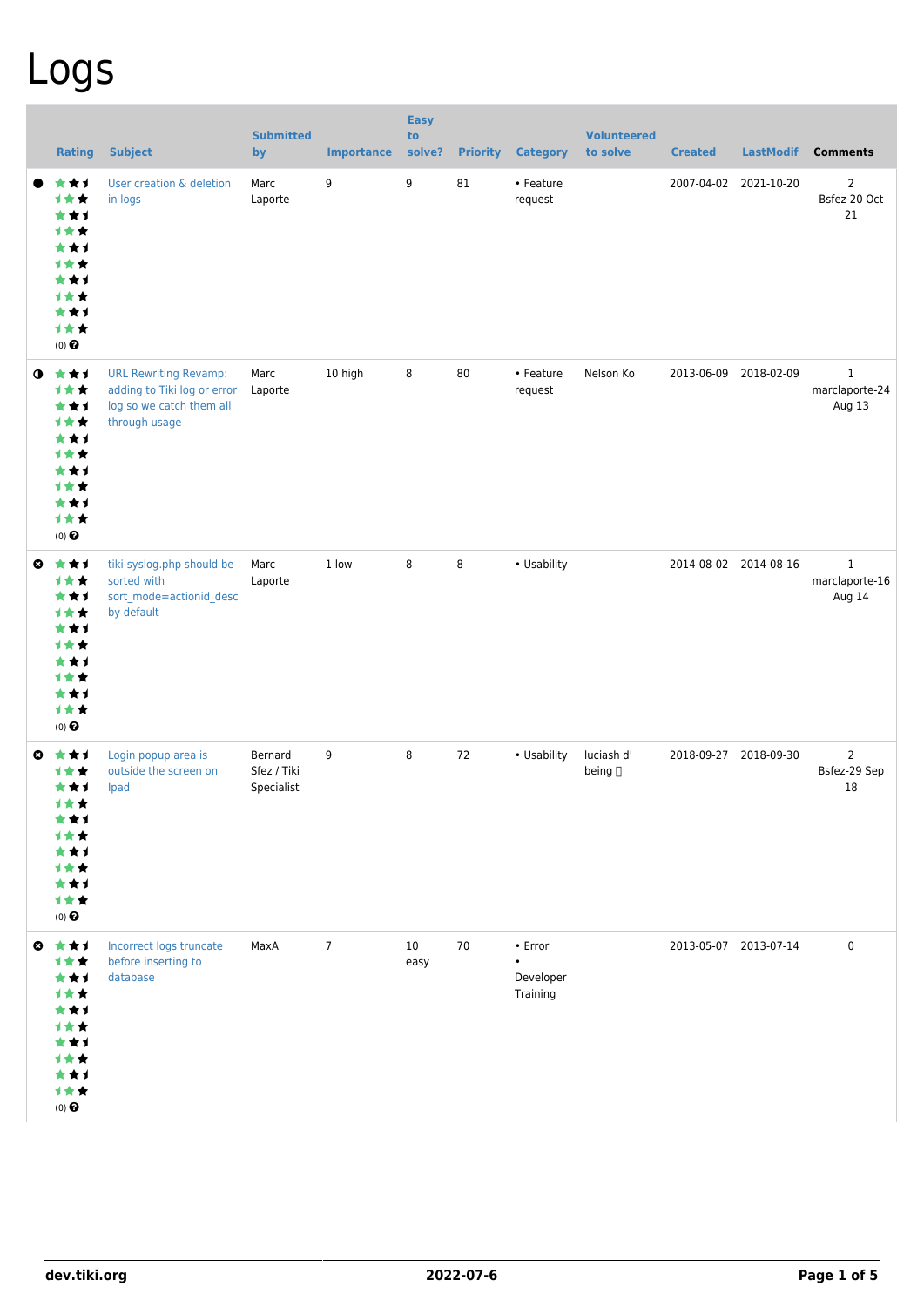# Logs

| | Rating | Subject | Submitted by | Importance | Easy to solve? | Priority | Category | Volunteered to solve | Created | LastModif | Comments |
|---|---|---|---|---|---|---|---|---|---|---|---|
| ● | (0) | User creation & deletion in logs | Marc Laporte | 9 | 9 | 81 | • Feature request | | 2007-04-02 | 2021-10-20 | 2 Bsfez-20 Oct 21 |
| ◑ | (0) | URL Rewriting Revamp: adding to Tiki log or error log so we catch them all through usage | Marc Laporte | 10 high | 8 | 80 | • Feature request | Nelson Ko | 2013-06-09 | 2018-02-09 | 1 marclaporte-24 Aug 13 |
| ✖ | (0) | tiki-syslog.php should be sorted with sort_mode=actionid_desc by default | Marc Laporte | 1 low | 8 | 8 | • Usability | | 2014-08-02 | 2014-08-16 | 1 marclaporte-16 Aug 14 |
| ✖ | (0) | Login popup area is outside the screen on Ipad | Bernard Sfez / Tiki Specialist | 9 | 8 | 72 | • Usability | luciash d' being | 2018-09-27 | 2018-09-30 | 2 Bsfez-29 Sep 18 |
| ✖ | (0) | Incorrect logs truncate before inserting to database | MaxA | 7 | 10 easy | 70 | • Error • Developer Training | | 2013-05-07 | 2013-07-14 | 0 |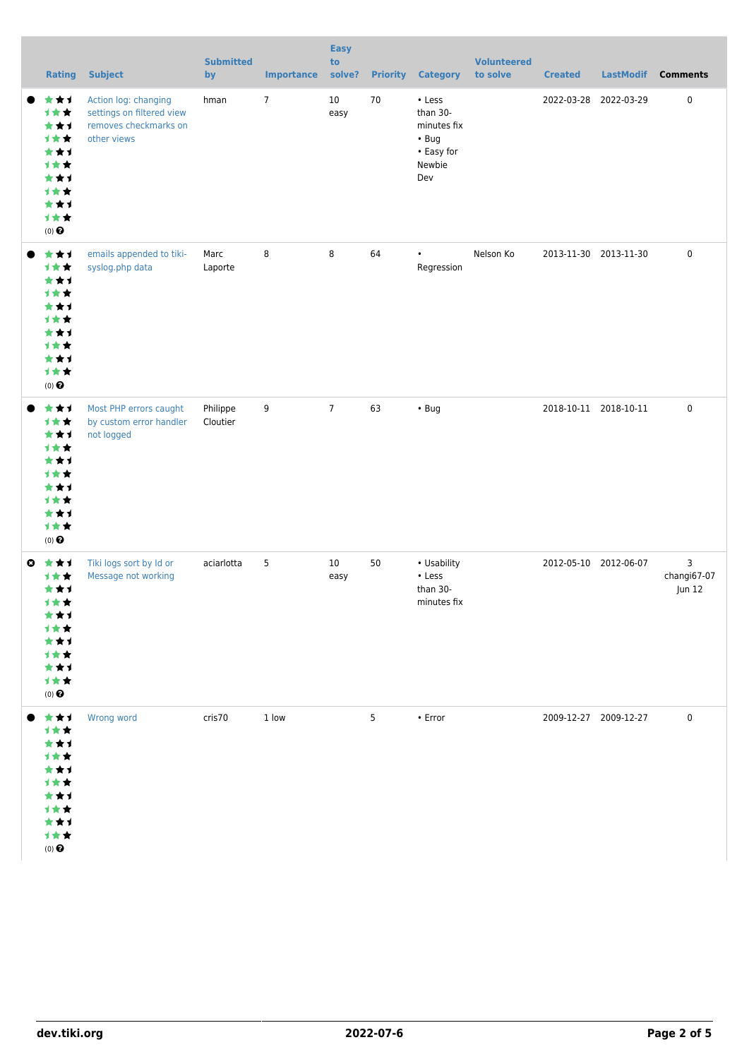|  | Rating | Subject | Submitted by | Importance | Easy to solve? | Priority | Category | Volunteered to solve | Created | LastModif | Comments |
|---|---|---|---|---|---|---|---|---|---|---|---|
| ● | (0) | Action log: changing settings on filtered view removes checkmarks on other views | hman | 7 | 10 easy | 70 | • Less than 30-minutes fix • Bug • Easy for Newbie Dev |  | 2022-03-28 | 2022-03-29 | 0 |
| ● | (0) | emails appended to tiki-syslog.php data | Marc Laporte | 8 | 8 | 64 | • Regression | Nelson Ko | 2013-11-30 | 2013-11-30 | 0 |
| ● | (0) | Most PHP errors caught by custom error handler not logged | Philippe Cloutier | 9 | 7 | 63 | • Bug |  | 2018-10-11 | 2018-10-11 | 0 |
| ✖ | (0) | Tiki logs sort by Id or Message not working | aciarlotta | 5 | 10 easy | 50 | • Usability • Less than 30-minutes fix |  | 2012-05-10 | 2012-06-07 | 3 changi67-07 Jun 12 |
| ● | (0) | Wrong word | cris70 | 1 low |  | 5 | • Error |  | 2009-12-27 | 2009-12-27 | 0 |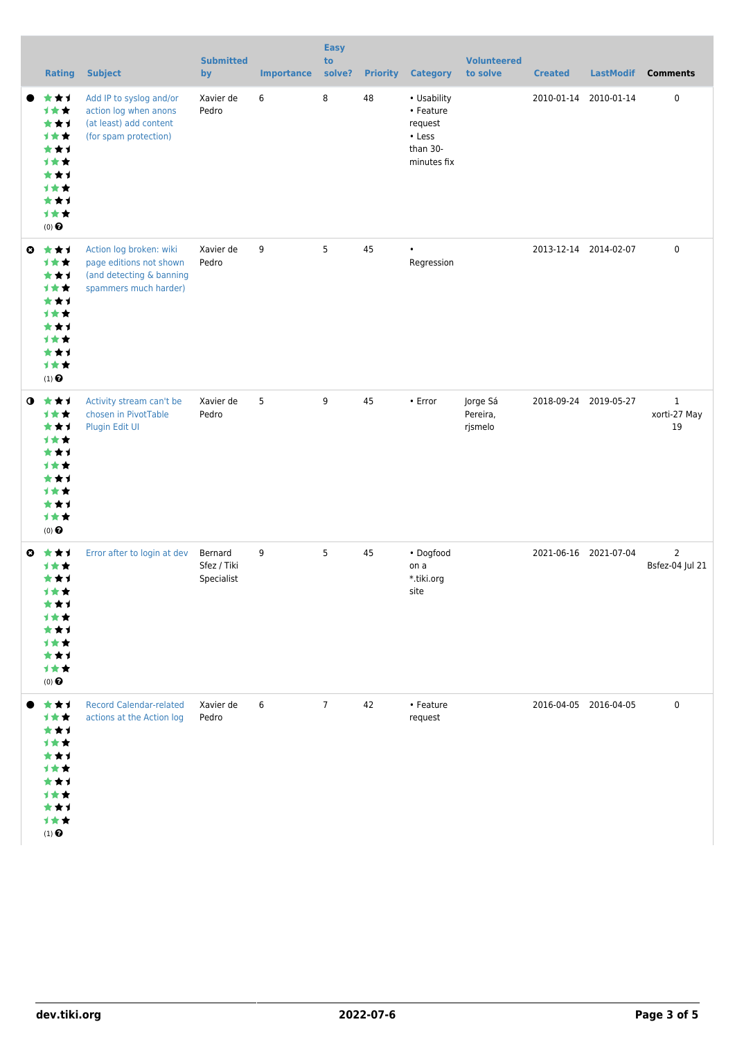| | Rating | Subject | Submitted by | Importance | Easy to solve? | Priority | Category | Volunteered to solve | Created | LastModif | Comments |
|---|---|---|---|---|---|---|---|---|---|---|---|
| ● | (0) | Add IP to syslog and/or action log when anons (at least) add content (for spam protection) | Xavier de Pedro | 6 | 8 | 48 | • Usability • Feature request • Less than 30-minutes fix | | 2010-01-14 | 2010-01-14 | 0 |
| ⊗ | (1) | Action log broken: wiki page editions not shown (and detecting & banning spammers much harder) | Xavier de Pedro | 9 | 5 | 45 | • Regression | | 2013-12-14 | 2014-02-07 | 0 |
| ◐ | (0) | Activity stream can't be chosen in PivotTable Plugin Edit UI | Xavier de Pedro | 5 | 9 | 45 | • Error | Jorge Sá Pereira, rjsmelo | 2018-09-24 | 2019-05-27 | 1 xorti-27 May 19 |
| ⊗ | (0) | Error after to login at dev | Bernard Sfez / Tiki Specialist | 9 | 5 | 45 | • Dogfood on a *.tiki.org site | | 2021-06-16 | 2021-07-04 | 2 Bsfez-04 Jul 21 |
| ● | (1) | Record Calendar-related actions at the Action log | Xavier de Pedro | 6 | 7 | 42 | • Feature request | | 2016-04-05 | 2016-04-05 | 0 |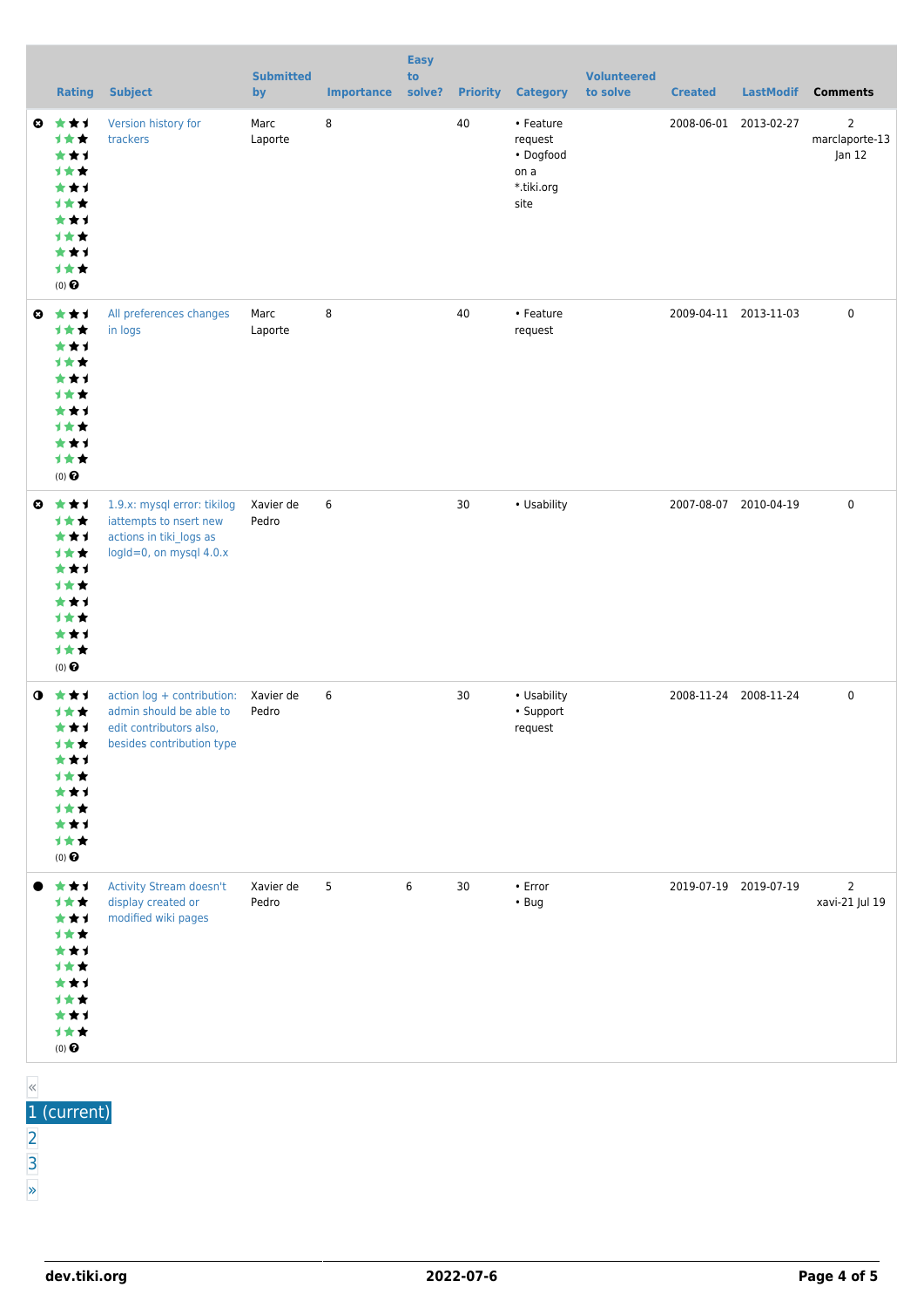| | Rating | Subject | Submitted by | Importance | Easy to solve? | Priority | Category | Volunteered to solve | Created | LastModif | Comments |
|---|---|---|---|---|---|---|---|---|---|---|---|
| | (0) | Version history for trackers | Marc Laporte | 8 | | 40 | • Feature request • Dogfood on a *.tiki.org site | | 2008-06-01 | 2013-02-27 | 2 marclaporte-13 Jan 12 |
| | (0) | All preferences changes in logs | Marc Laporte | 8 | | 40 | • Feature request | | 2009-04-11 | 2013-11-03 | 0 |
| | (0) | 1.9.x: mysql error: tikilog iattempts to nsert new actions in tiki_logs as logId=0, on mysql 4.0.x | Xavier de Pedro | 6 | | 30 | • Usability | | 2007-08-07 | 2010-04-19 | 0 |
| | (0) | action log + contribution: admin should be able to edit contributors also, besides contribution type | Xavier de Pedro | 6 | | 30 | • Usability • Support request | | 2008-11-24 | 2008-11-24 | 0 |
| | (0) | Activity Stream doesn't display created or modified wiki pages | Xavier de Pedro | 5 | 6 | 30 | • Error • Bug | | 2019-07-19 | 2019-07-19 | 2 xavi-21 Jul 19 |

«
1 (current)
2
3
»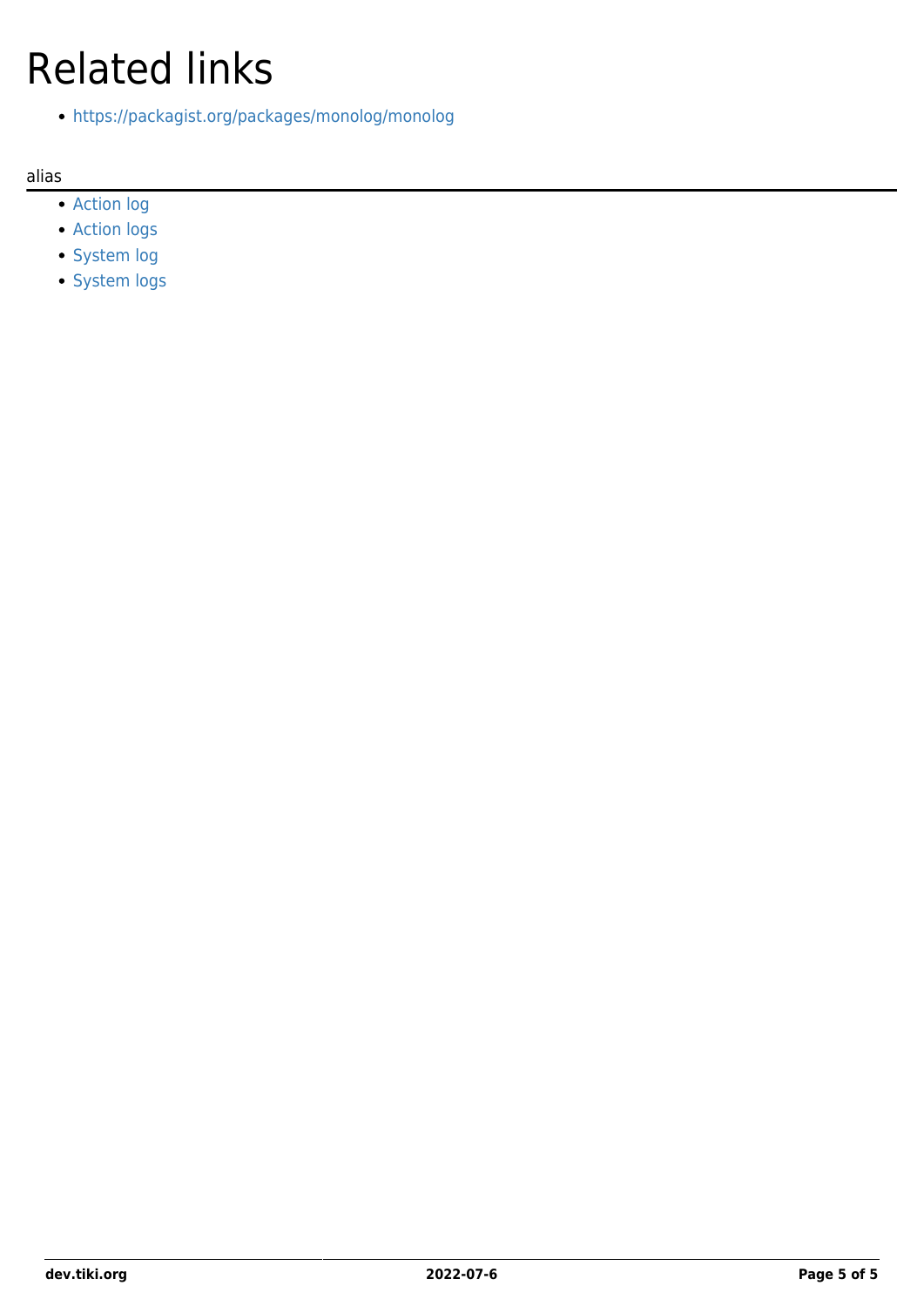# Related links

- https://packagist.org/packages/monolog/monolog

alias

- Action log
- Action logs
- System log
- System logs